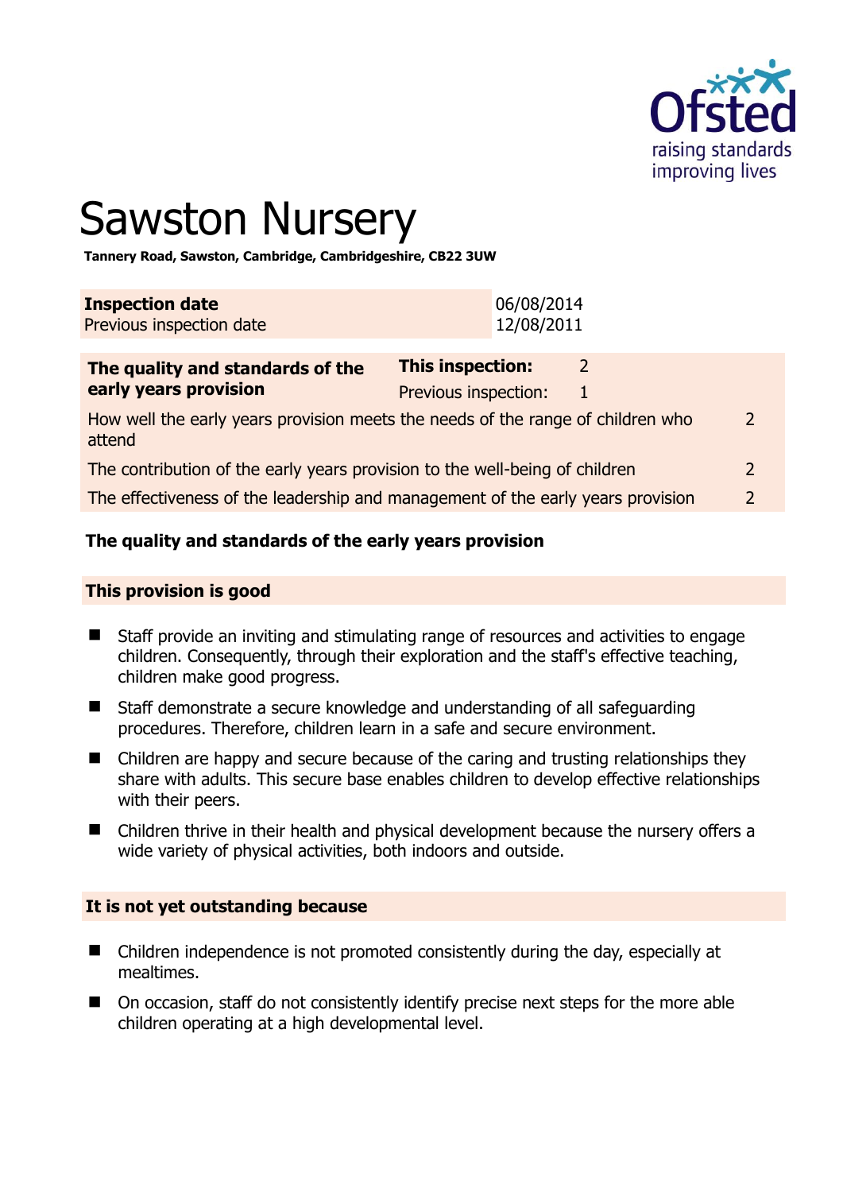# Sawston Nursery

**Tannery Road, Sawston, Cambridge, Cambridgeshire, CB22 3UW**

| **Inspection date** | 06/08/2014 |
| --- | --- |
| Previous inspection date | 12/08/2011 |

| **The quality and standards of the early years provision** | **This inspection:** | 2 |
| --- | --- | --- |
| | Previous inspection: | 1 |
| How well the early years provision meets the needs of the range of children who attend | | 2 |
| The contribution of the early years provision to the well-being of children | | 2 |
| The effectiveness of the leadership and management of the early years provision | | 2 |

## The quality and standards of the early years provision

### This provision is good

- Staff provide an inviting and stimulating range of resources and activities to engage children. Consequently, through their exploration and the staff's effective teaching, children make good progress.
- Staff demonstrate a secure knowledge and understanding of all safeguarding procedures. Therefore, children learn in a safe and secure environment.
- Children are happy and secure because of the caring and trusting relationships they share with adults. This secure base enables children to develop effective relationships with their peers.
- Children thrive in their health and physical development because the nursery offers a wide variety of physical activities, both indoors and outside.

### It is not yet outstanding because

- Children independence is not promoted consistently during the day, especially at mealtimes.
- On occasion, staff do not consistently identify precise next steps for the more able children operating at a high developmental level.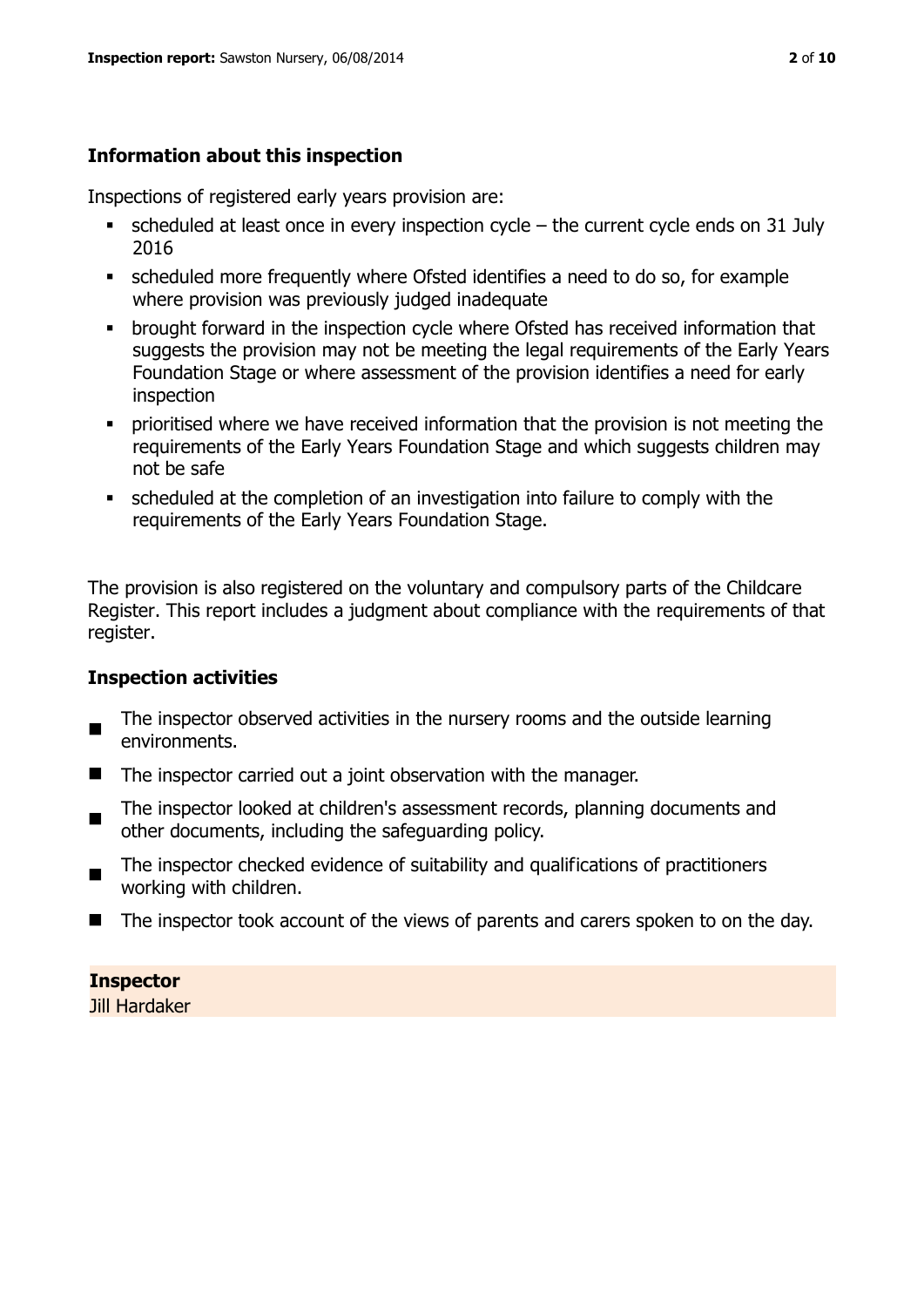## Information about this inspection

Inspections of registered early years provision are:

- scheduled at least once in every inspection cycle – the current cycle ends on 31 July 2016
- scheduled more frequently where Ofsted identifies a need to do so, for example where provision was previously judged inadequate
- brought forward in the inspection cycle where Ofsted has received information that suggests the provision may not be meeting the legal requirements of the Early Years Foundation Stage or where assessment of the provision identifies a need for early inspection
- prioritised where we have received information that the provision is not meeting the requirements of the Early Years Foundation Stage and which suggests children may not be safe
- scheduled at the completion of an investigation into failure to comply with the requirements of the Early Years Foundation Stage.

The provision is also registered on the voluntary and compulsory parts of the Childcare Register. This report includes a judgment about compliance with the requirements of that register.

## Inspection activities

- The inspector observed activities in the nursery rooms and the outside learning environments.
- The inspector carried out a joint observation with the manager.
- The inspector looked at children's assessment records, planning documents and other documents, including the safeguarding policy.
- The inspector checked evidence of suitability and qualifications of practitioners working with children.
- The inspector took account of the views of parents and carers spoken to on the day.

**Inspector**
Jill Hardaker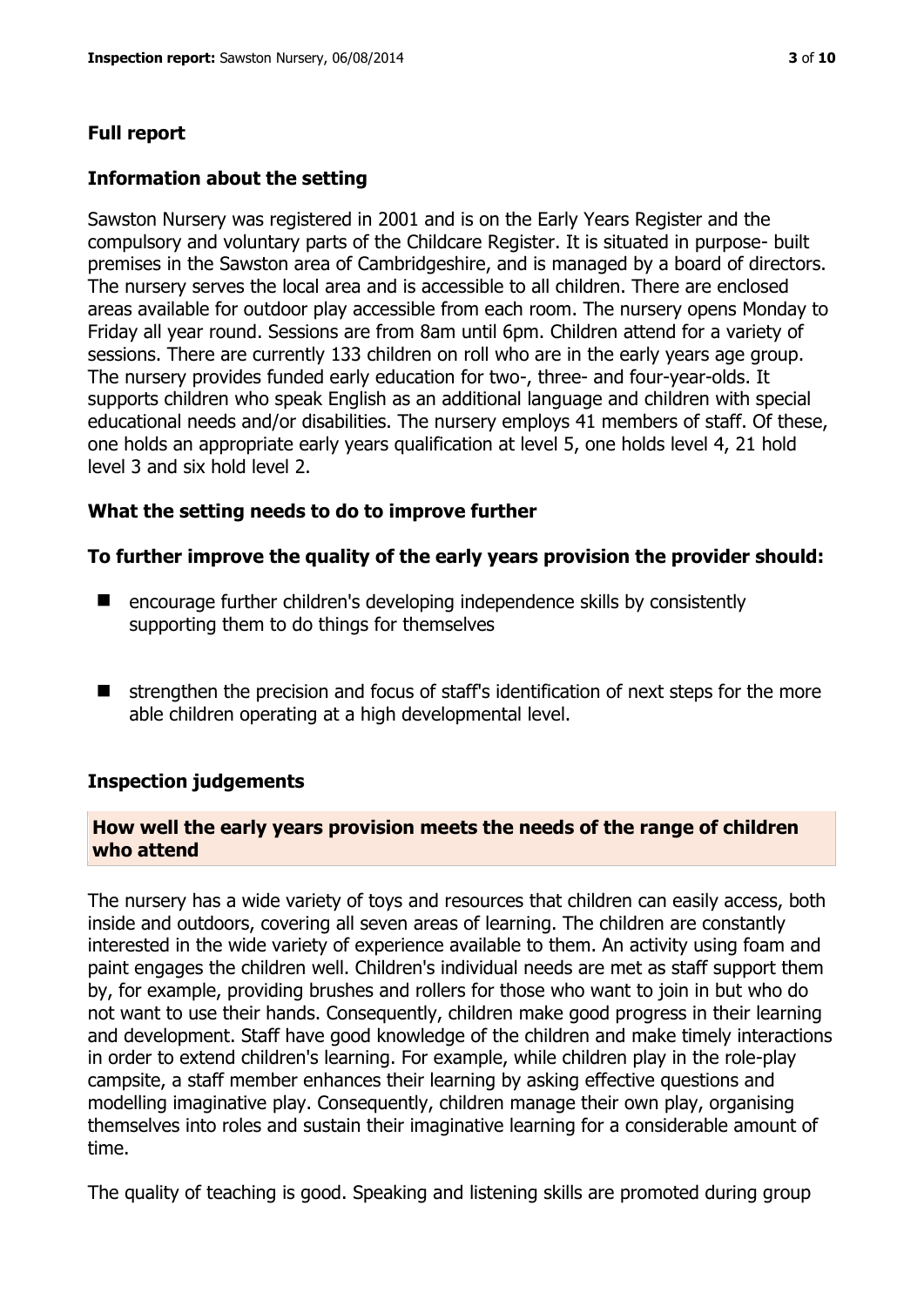## Full report

### Information about the setting

Sawston Nursery was registered in 2001 and is on the Early Years Register and the compulsory and voluntary parts of the Childcare Register. It is situated in purpose- built premises in the Sawston area of Cambridgeshire, and is managed by a board of directors. The nursery serves the local area and is accessible to all children. There are enclosed areas available for outdoor play accessible from each room. The nursery opens Monday to Friday all year round. Sessions are from 8am until 6pm. Children attend for a variety of sessions. There are currently 133 children on roll who are in the early years age group. The nursery provides funded early education for two-, three- and four-year-olds. It supports children who speak English as an additional language and children with special educational needs and/or disabilities. The nursery employs 41 members of staff. Of these, one holds an appropriate early years qualification at level 5, one holds level 4, 21 hold level 3 and six hold level 2.

### What the setting needs to do to improve further

**To further improve the quality of the early years provision the provider should:**

- encourage further children's developing independence skills by consistently supporting them to do things for themselves
- strengthen the precision and focus of staff's identification of next steps for the more able children operating at a high developmental level.

### Inspection judgements

**How well the early years provision meets the needs of the range of children who attend**

The nursery has a wide variety of toys and resources that children can easily access, both inside and outdoors, covering all seven areas of learning. The children are constantly interested in the wide variety of experience available to them. An activity using foam and paint engages the children well. Children's individual needs are met as staff support them by, for example, providing brushes and rollers for those who want to join in but who do not want to use their hands. Consequently, children make good progress in their learning and development. Staff have good knowledge of the children and make timely interactions in order to extend children's learning. For example, while children play in the role-play campsite, a staff member enhances their learning by asking effective questions and modelling imaginative play. Consequently, children manage their own play, organising themselves into roles and sustain their imaginative learning for a considerable amount of time.

The quality of teaching is good. Speaking and listening skills are promoted during group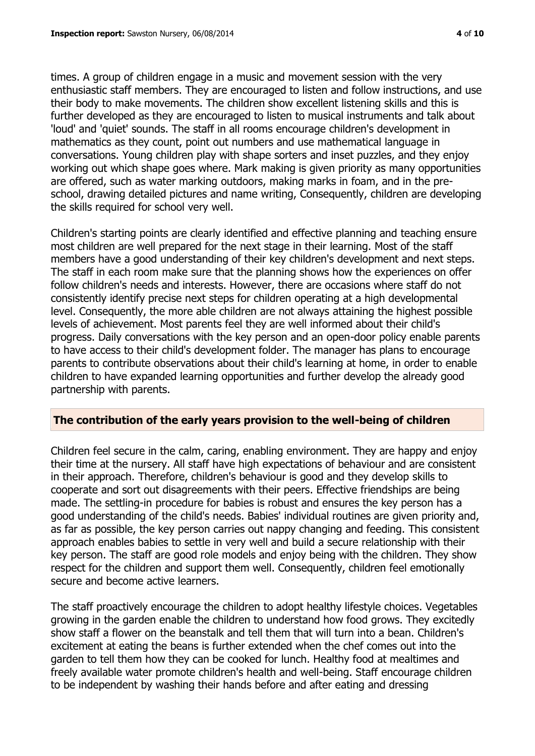times. A group of children engage in a music and movement session with the very enthusiastic staff members. They are encouraged to listen and follow instructions, and use their body to make movements. The children show excellent listening skills and this is further developed as they are encouraged to listen to musical instruments and talk about 'loud' and 'quiet' sounds. The staff in all rooms encourage children's development in mathematics as they count, point out numbers and use mathematical language in conversations. Young children play with shape sorters and inset puzzles, and they enjoy working out which shape goes where. Mark making is given priority as many opportunities are offered, such as water marking outdoors, making marks in foam, and in the pre-school, drawing detailed pictures and name writing, Consequently, children are developing the skills required for school very well.

Children's starting points are clearly identified and effective planning and teaching ensure most children are well prepared for the next stage in their learning. Most of the staff members have a good understanding of their key children's development and next steps. The staff in each room make sure that the planning shows how the experiences on offer follow children's needs and interests. However, there are occasions where staff do not consistently identify precise next steps for children operating at a high developmental level. Consequently, the more able children are not always attaining the highest possible levels of achievement. Most parents feel they are well informed about their child's progress. Daily conversations with the key person and an open-door policy enable parents to have access to their child's development folder. The manager has plans to encourage parents to contribute observations about their child's learning at home, in order to enable children to have expanded learning opportunities and further develop the already good partnership with parents.

## The contribution of the early years provision to the well-being of children

Children feel secure in the calm, caring, enabling environment. They are happy and enjoy their time at the nursery. All staff have high expectations of behaviour and are consistent in their approach. Therefore, children's behaviour is good and they develop skills to cooperate and sort out disagreements with their peers. Effective friendships are being made. The settling-in procedure for babies is robust and ensures the key person has a good understanding of the child's needs. Babies' individual routines are given priority and, as far as possible, the key person carries out nappy changing and feeding. This consistent approach enables babies to settle in very well and build a secure relationship with their key person. The staff are good role models and enjoy being with the children. They show respect for the children and support them well. Consequently, children feel emotionally secure and become active learners.

The staff proactively encourage the children to adopt healthy lifestyle choices. Vegetables growing in the garden enable the children to understand how food grows. They excitedly show staff a flower on the beanstalk and tell them that will turn into a bean. Children's excitement at eating the beans is further extended when the chef comes out into the garden to tell them how they can be cooked for lunch. Healthy food at mealtimes and freely available water promote children's health and well-being. Staff encourage children to be independent by washing their hands before and after eating and dressing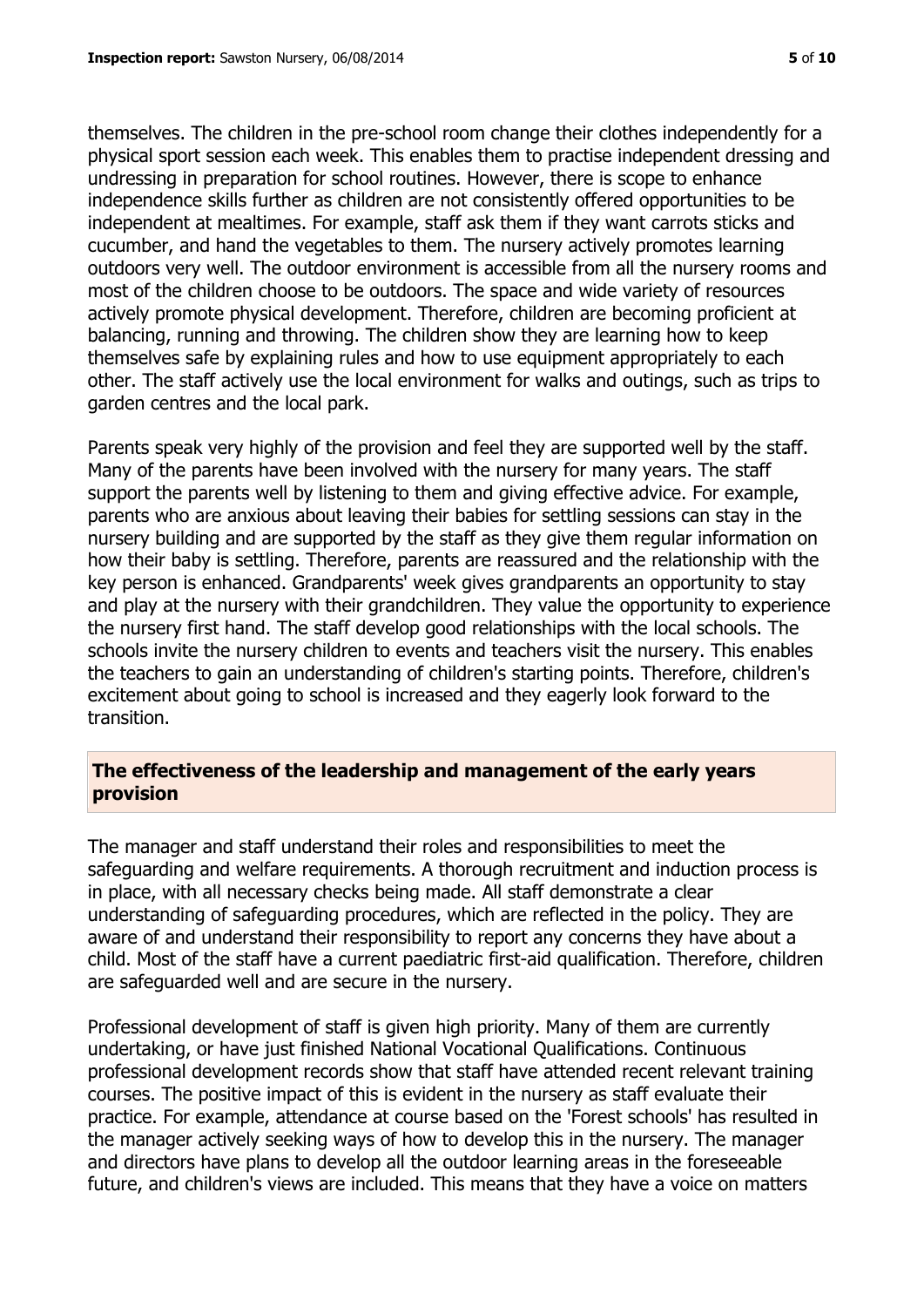themselves. The children in the pre-school room change their clothes independently for a physical sport session each week. This enables them to practise independent dressing and undressing in preparation for school routines. However, there is scope to enhance independence skills further as children are not consistently offered opportunities to be independent at mealtimes. For example, staff ask them if they want carrots sticks and cucumber, and hand the vegetables to them. The nursery actively promotes learning outdoors very well. The outdoor environment is accessible from all the nursery rooms and most of the children choose to be outdoors. The space and wide variety of resources actively promote physical development. Therefore, children are becoming proficient at balancing, running and throwing. The children show they are learning how to keep themselves safe by explaining rules and how to use equipment appropriately to each other. The staff actively use the local environment for walks and outings, such as trips to garden centres and the local park.

Parents speak very highly of the provision and feel they are supported well by the staff. Many of the parents have been involved with the nursery for many years. The staff support the parents well by listening to them and giving effective advice. For example, parents who are anxious about leaving their babies for settling sessions can stay in the nursery building and are supported by the staff as they give them regular information on how their baby is settling. Therefore, parents are reassured and the relationship with the key person is enhanced. Grandparents' week gives grandparents an opportunity to stay and play at the nursery with their grandchildren. They value the opportunity to experience the nursery first hand. The staff develop good relationships with the local schools. The schools invite the nursery children to events and teachers visit the nursery. This enables the teachers to gain an understanding of children's starting points. Therefore, children's excitement about going to school is increased and they eagerly look forward to the transition.

## The effectiveness of the leadership and management of the early years provision

The manager and staff understand their roles and responsibilities to meet the safeguarding and welfare requirements. A thorough recruitment and induction process is in place, with all necessary checks being made. All staff demonstrate a clear understanding of safeguarding procedures, which are reflected in the policy. They are aware of and understand their responsibility to report any concerns they have about a child. Most of the staff have a current paediatric first-aid qualification. Therefore, children are safeguarded well and are secure in the nursery.

Professional development of staff is given high priority. Many of them are currently undertaking, or have just finished National Vocational Qualifications. Continuous professional development records show that staff have attended recent relevant training courses. The positive impact of this is evident in the nursery as staff evaluate their practice. For example, attendance at course based on the 'Forest schools' has resulted in the manager actively seeking ways of how to develop this in the nursery. The manager and directors have plans to develop all the outdoor learning areas in the foreseeable future, and children's views are included. This means that they have a voice on matters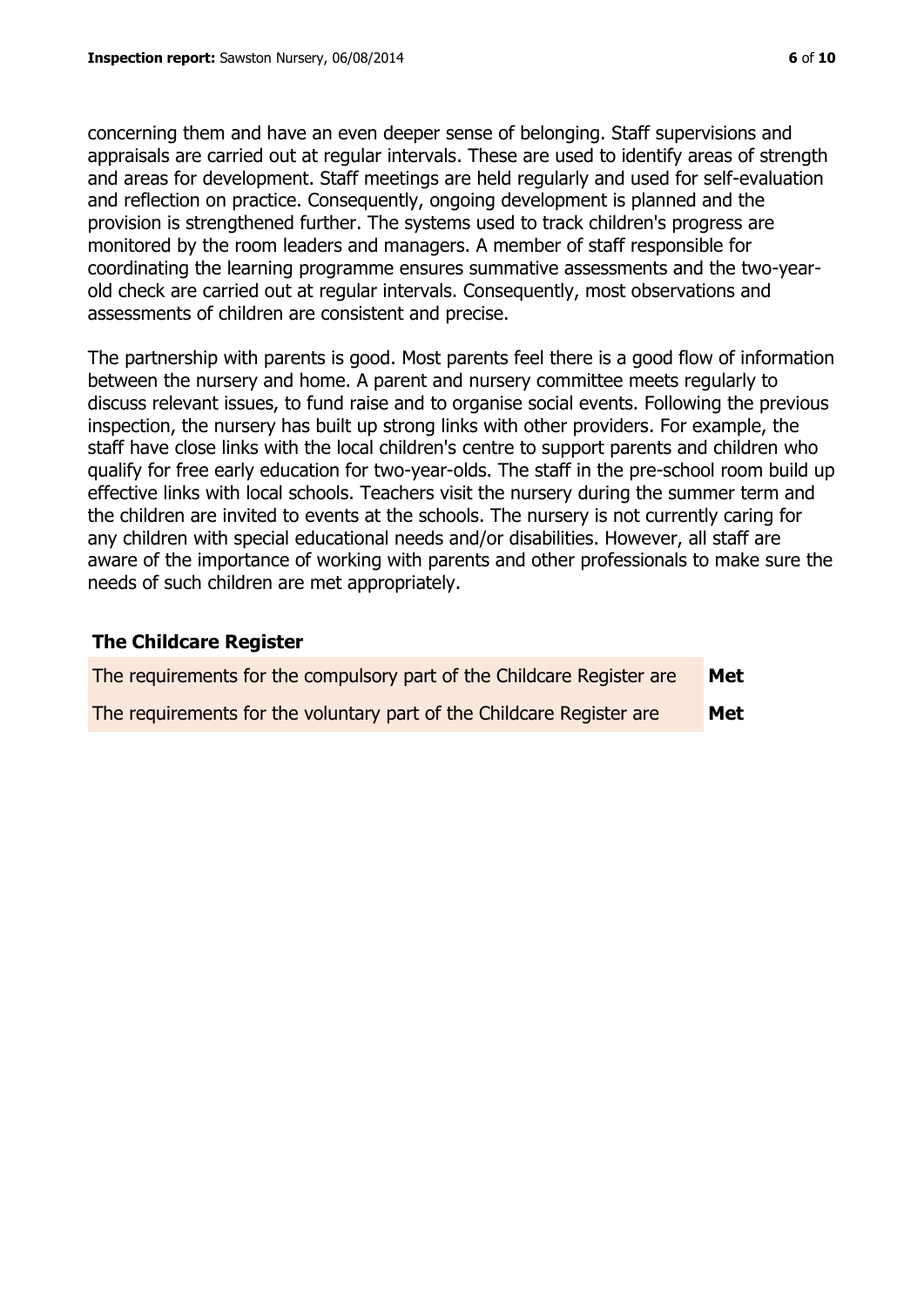concerning them and have an even deeper sense of belonging. Staff supervisions and appraisals are carried out at regular intervals. These are used to identify areas of strength and areas for development. Staff meetings are held regularly and used for self-evaluation and reflection on practice. Consequently, ongoing development is planned and the provision is strengthened further. The systems used to track children's progress are monitored by the room leaders and managers. A member of staff responsible for coordinating the learning programme ensures summative assessments and the two-year-old check are carried out at regular intervals. Consequently, most observations and assessments of children are consistent and precise.

The partnership with parents is good. Most parents feel there is a good flow of information between the nursery and home. A parent and nursery committee meets regularly to discuss relevant issues, to fund raise and to organise social events. Following the previous inspection, the nursery has built up strong links with other providers. For example, the staff have close links with the local children's centre to support parents and children who qualify for free early education for two-year-olds. The staff in the pre-school room build up effective links with local schools. Teachers visit the nursery during the summer term and the children are invited to events at the schools. The nursery is not currently caring for any children with special educational needs and/or disabilities. However, all staff are aware of the importance of working with parents and other professionals to make sure the needs of such children are met appropriately.

## The Childcare Register

| | |
|---|---|
| The requirements for the compulsory part of the Childcare Register are | **Met** |
| The requirements for the voluntary part of the Childcare Register are | **Met** |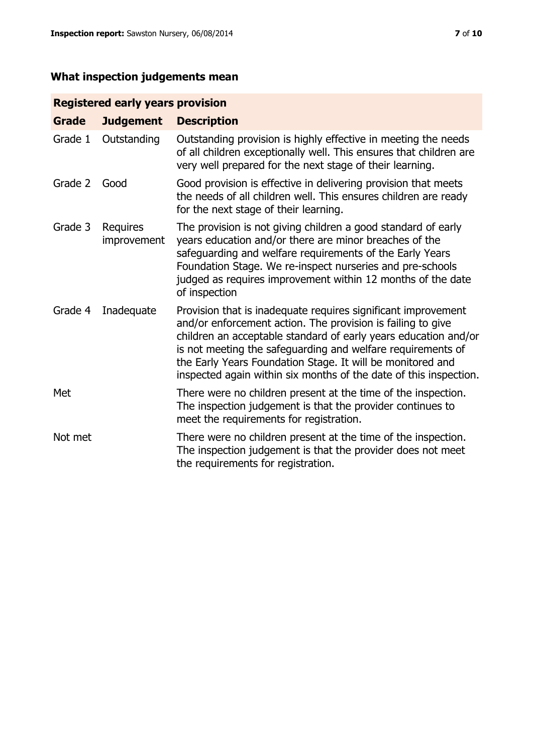## What inspection judgements mean

| Registered early years provision | | |
|---|---|---|
| **Grade** | **Judgement** | **Description** |
| Grade 1 | Outstanding | Outstanding provision is highly effective in meeting the needs of all children exceptionally well. This ensures that children are very well prepared for the next stage of their learning. |
| Grade 2 | Good | Good provision is effective in delivering provision that meets the needs of all children well. This ensures children are ready for the next stage of their learning. |
| Grade 3 | Requires improvement | The provision is not giving children a good standard of early years education and/or there are minor breaches of the safeguarding and welfare requirements of the Early Years Foundation Stage. We re-inspect nurseries and pre-schools judged as requires improvement within 12 months of the date of inspection |
| Grade 4 | Inadequate | Provision that is inadequate requires significant improvement and/or enforcement action. The provision is failing to give children an acceptable standard of early years education and/or is not meeting the safeguarding and welfare requirements of the Early Years Foundation Stage. It will be monitored and inspected again within six months of the date of this inspection. |
| Met | | There were no children present at the time of the inspection. The inspection judgement is that the provider continues to meet the requirements for registration. |
| Not met | | There were no children present at the time of the inspection. The inspection judgement is that the provider does not meet the requirements for registration. |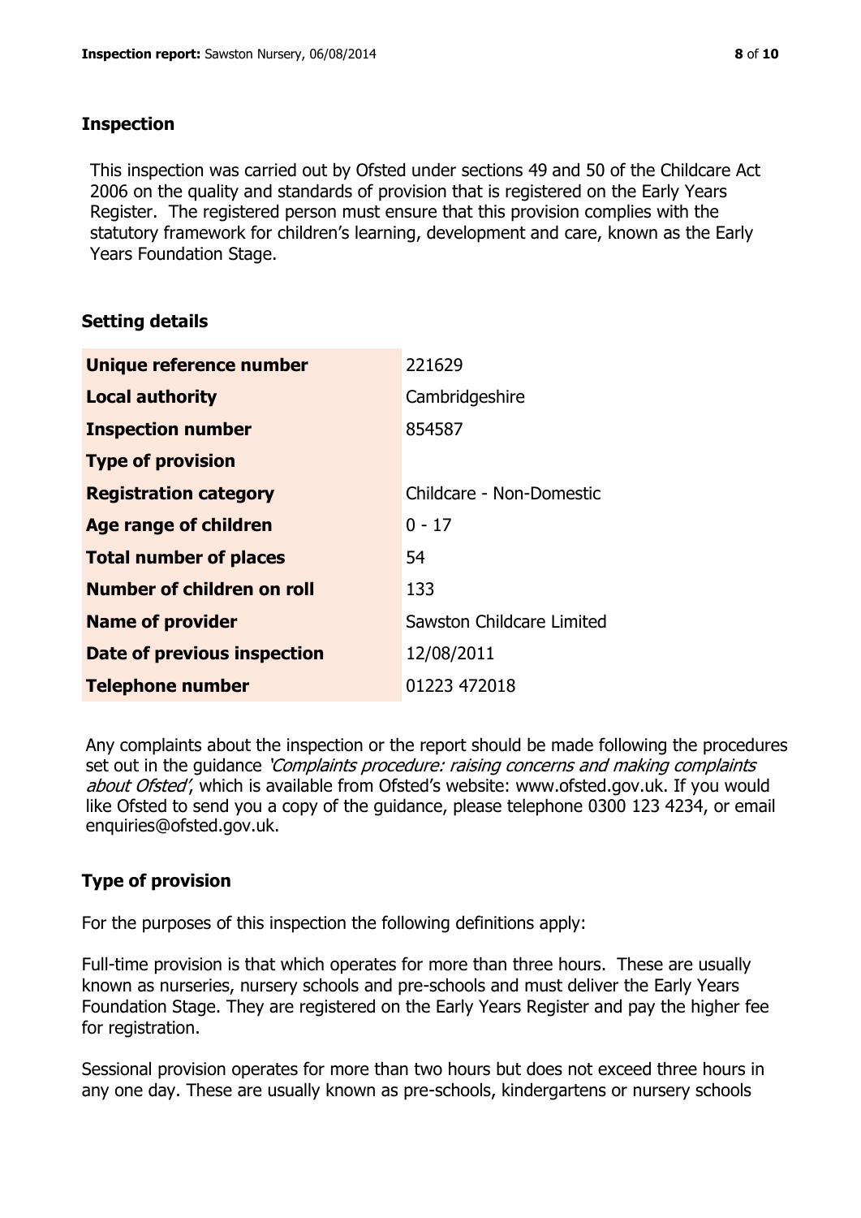## Inspection

This inspection was carried out by Ofsted under sections 49 and 50 of the Childcare Act 2006 on the quality and standards of provision that is registered on the Early Years Register. The registered person must ensure that this provision complies with the statutory framework for children's learning, development and care, known as the Early Years Foundation Stage.

## Setting details

| | |
|---|---|
| **Unique reference number** | 221629 |
| **Local authority** | Cambridgeshire |
| **Inspection number** | 854587 |
| **Type of provision** | |
| **Registration category** | Childcare - Non-Domestic |
| **Age range of children** | 0 - 17 |
| **Total number of places** | 54 |
| **Number of children on roll** | 133 |
| **Name of provider** | Sawston Childcare Limited |
| **Date of previous inspection** | 12/08/2011 |
| **Telephone number** | 01223 472018 |

Any complaints about the inspection or the report should be made following the procedures set out in the guidance *'Complaints procedure: raising concerns and making complaints about Ofsted'*, which is available from Ofsted's website: www.ofsted.gov.uk. If you would like Ofsted to send you a copy of the guidance, please telephone 0300 123 4234, or email enquiries@ofsted.gov.uk.

## Type of provision

For the purposes of this inspection the following definitions apply:

Full-time provision is that which operates for more than three hours. These are usually known as nurseries, nursery schools and pre-schools and must deliver the Early Years Foundation Stage. They are registered on the Early Years Register and pay the higher fee for registration.

Sessional provision operates for more than two hours but does not exceed three hours in any one day. These are usually known as pre-schools, kindergartens or nursery schools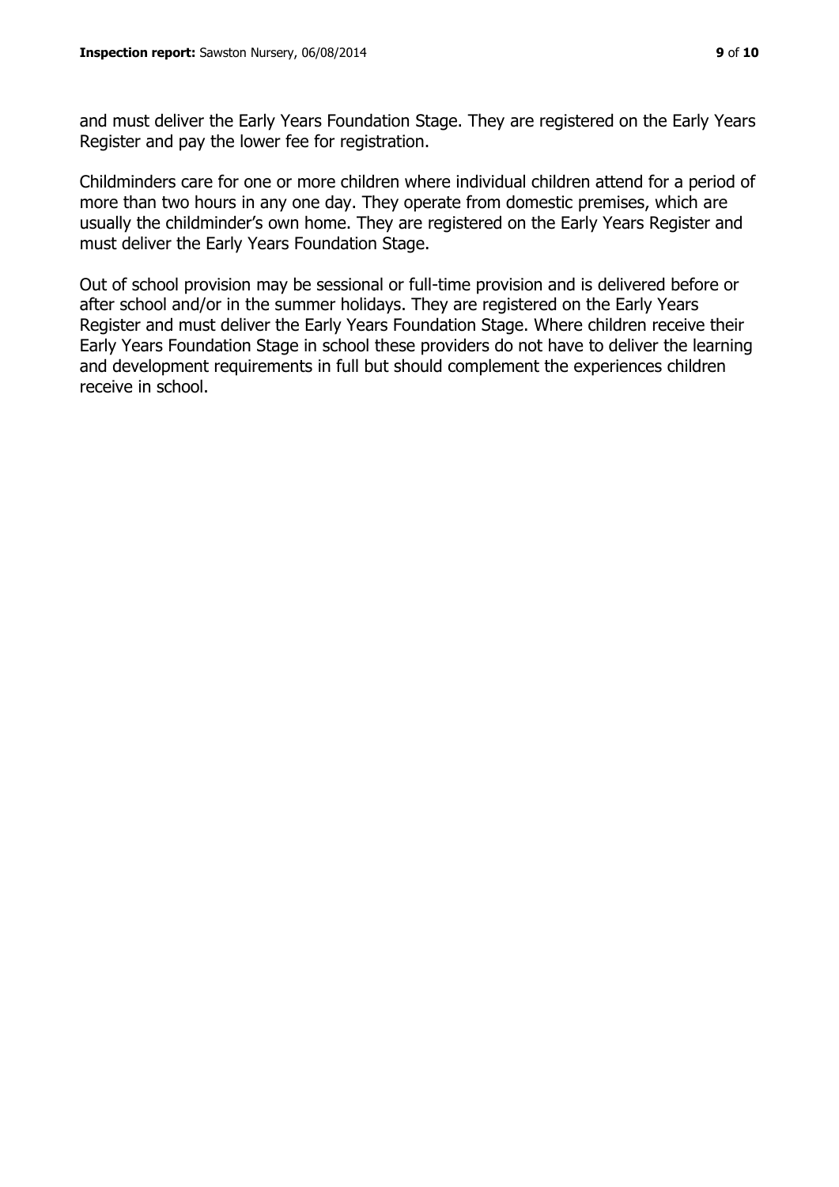and must deliver the Early Years Foundation Stage. They are registered on the Early Years Register and pay the lower fee for registration.

Childminders care for one or more children where individual children attend for a period of more than two hours in any one day. They operate from domestic premises, which are usually the childminder's own home. They are registered on the Early Years Register and must deliver the Early Years Foundation Stage.

Out of school provision may be sessional or full-time provision and is delivered before or after school and/or in the summer holidays. They are registered on the Early Years Register and must deliver the Early Years Foundation Stage. Where children receive their Early Years Foundation Stage in school these providers do not have to deliver the learning and development requirements in full but should complement the experiences children receive in school.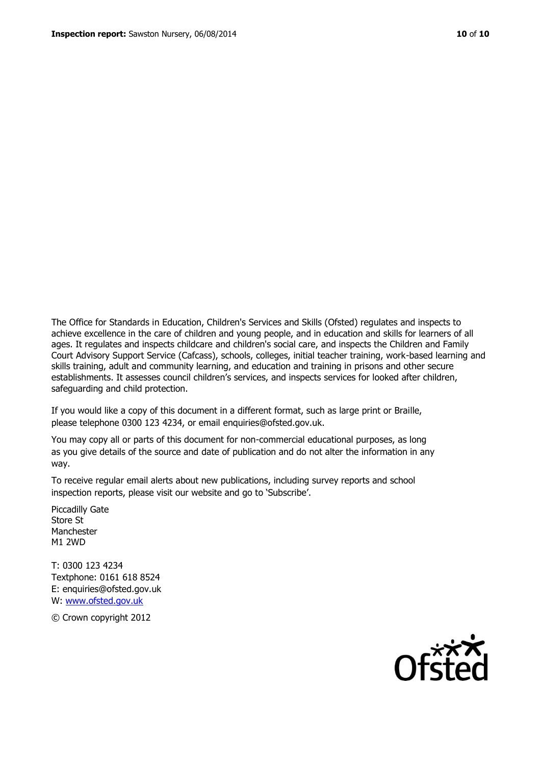The Office for Standards in Education, Children's Services and Skills (Ofsted) regulates and inspects to achieve excellence in the care of children and young people, and in education and skills for learners of all ages. It regulates and inspects childcare and children's social care, and inspects the Children and Family Court Advisory Support Service (Cafcass), schools, colleges, initial teacher training, work-based learning and skills training, adult and community learning, and education and training in prisons and other secure establishments. It assesses council children's services, and inspects services for looked after children, safeguarding and child protection.

If you would like a copy of this document in a different format, such as large print or Braille, please telephone 0300 123 4234, or email enquiries@ofsted.gov.uk.

You may copy all or parts of this document for non-commercial educational purposes, as long as you give details of the source and date of publication and do not alter the information in any way.

To receive regular email alerts about new publications, including survey reports and school inspection reports, please visit our website and go to 'Subscribe'.

Piccadilly Gate
Store St
Manchester
M1 2WD

T: 0300 123 4234
Textphone: 0161 618 8524
E: enquiries@ofsted.gov.uk
W: www.ofsted.gov.uk

© Crown copyright 2012

Ofsted